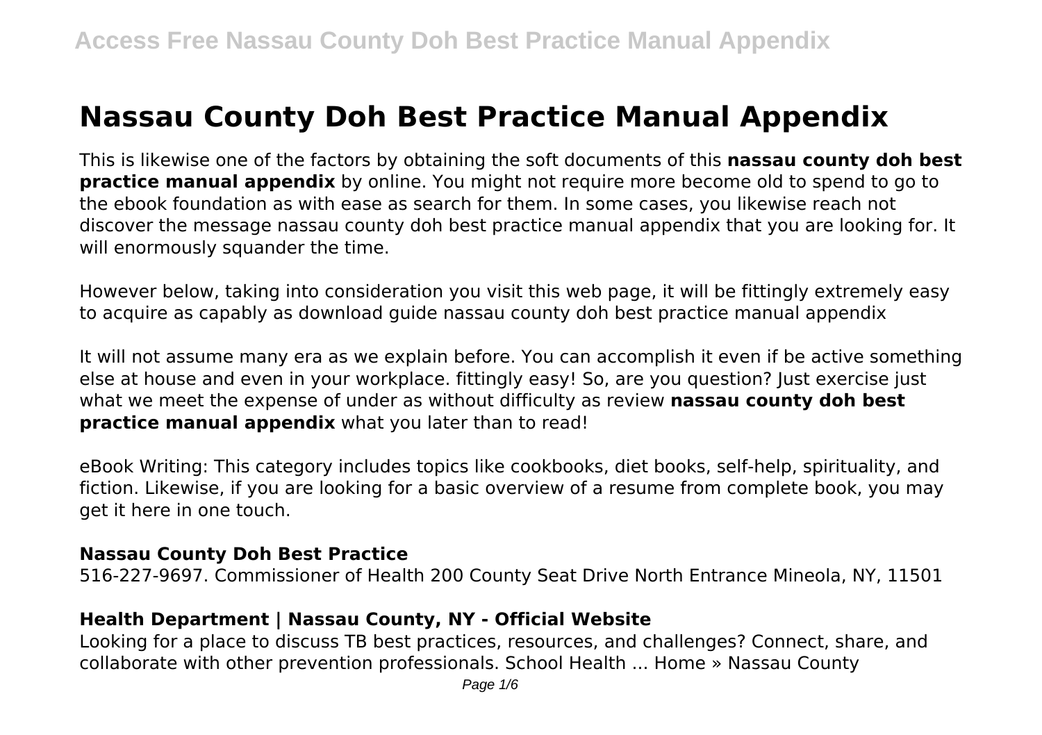# Nassau County Doh Best Practice Manual Appendix

This is likewise one of the factors by obtaining the soft documents of this **nassau county doh best practice manual appendix** by online. You might not require more become old to spend to go to the ebook foundation as with ease as search for them. In some cases, you likewise reach not discover the message nassau county doh best practice manual appendix that you are looking for. It will enormously squander the time.

However below, taking into consideration you visit this web page, it will be fittingly extremely easy to acquire as capably as download guide nassau county doh best practice manual appendix

It will not assume many era as we explain before. You can accomplish it even if be active something else at house and even in your workplace. fittingly easy! So, are you question? Just exercise just what we meet the expense of under as without difficulty as review **nassau county doh best practice manual appendix** what you later than to read!

eBook Writing: This category includes topics like cookbooks, diet books, self-help, spirituality, and fiction. Likewise, if you are looking for a basic overview of a resume from complete book, you may get it here in one touch.

### Nassau County Doh Best Practice

516-227-9697. Commissioner of Health 200 County Seat Drive North Entrance Mineola, NY, 11501

### Health Department | Nassau County, NY - Official Website

Looking for a place to discuss TB best practices, resources, and challenges? Connect, share, and collaborate with other prevention professionals. School Health ... Home » Nassau County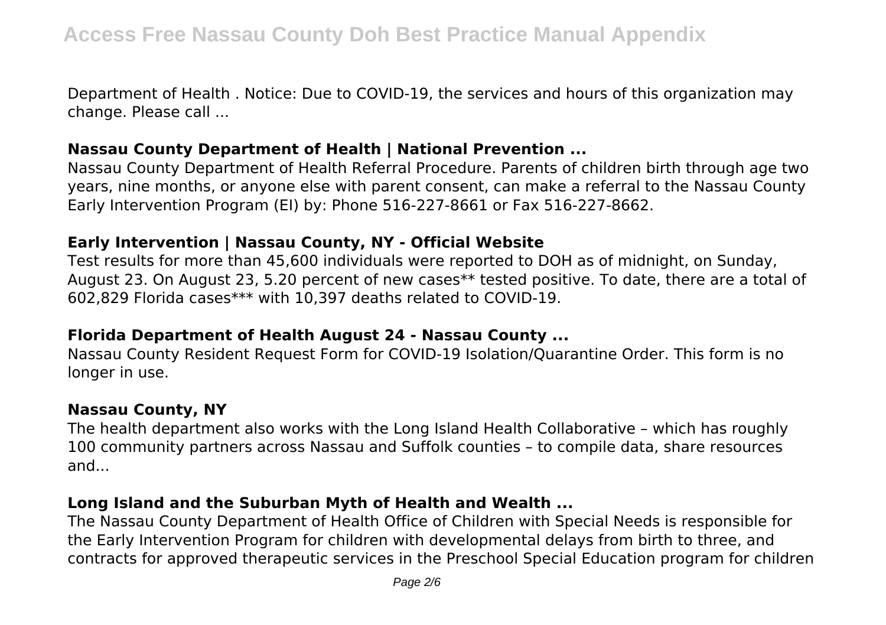Department of Health . Notice: Due to COVID-19, the services and hours of this organization may change. Please call ...

### Nassau County Department of Health | National Prevention ...

Nassau County Department of Health Referral Procedure. Parents of children birth through age two years, nine months, or anyone else with parent consent, can make a referral to the Nassau County Early Intervention Program (EI) by: Phone 516-227-8661 or Fax 516-227-8662.

### Early Intervention | Nassau County, NY - Official Website

Test results for more than 45,600 individuals were reported to DOH as of midnight, on Sunday, August 23. On August 23, 5.20 percent of new cases** tested positive. To date, there are a total of 602,829 Florida cases*** with 10,397 deaths related to COVID-19.

### Florida Department of Health August 24 - Nassau County ...

Nassau County Resident Request Form for COVID-19 Isolation/Quarantine Order. This form is no longer in use.

### Nassau County, NY

The health department also works with the Long Island Health Collaborative – which has roughly 100 community partners across Nassau and Suffolk counties – to compile data, share resources and...

### Long Island and the Suburban Myth of Health and Wealth ...

The Nassau County Department of Health Office of Children with Special Needs is responsible for the Early Intervention Program for children with developmental delays from birth to three, and contracts for approved therapeutic services in the Preschool Special Education program for children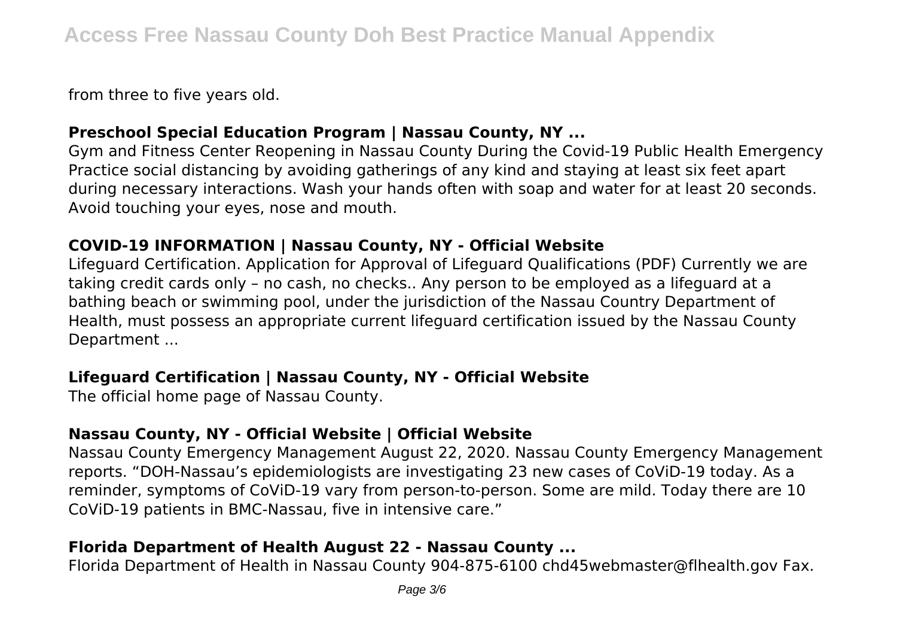from three to five years old.

### **Preschool Special Education Program | Nassau County, NY ...**

Gym and Fitness Center Reopening in Nassau County During the Covid-19 Public Health Emergency Practice social distancing by avoiding gatherings of any kind and staying at least six feet apart during necessary interactions. Wash your hands often with soap and water for at least 20 seconds. Avoid touching your eyes, nose and mouth.

### **COVID-19 INFORMATION | Nassau County, NY - Official Website**

Lifeguard Certification. Application for Approval of Lifeguard Qualifications (PDF) Currently we are taking credit cards only – no cash, no checks.. Any person to be employed as a lifeguard at a bathing beach or swimming pool, under the jurisdiction of the Nassau Country Department of Health, must possess an appropriate current lifeguard certification issued by the Nassau County Department ...

### **Lifeguard Certification | Nassau County, NY - Official Website**

The official home page of Nassau County.

### **Nassau County, NY - Official Website | Official Website**

Nassau County Emergency Management August 22, 2020. Nassau County Emergency Management reports. "DOH-Nassau's epidemiologists are investigating 23 new cases of CoViD-19 today. As a reminder, symptoms of CoViD-19 vary from person-to-person. Some are mild. Today there are 10 CoViD-19 patients in BMC-Nassau, five in intensive care."

### **Florida Department of Health August 22 - Nassau County ...**

Florida Department of Health in Nassau County 904-875-6100 chd45webmaster@flhealth.gov Fax.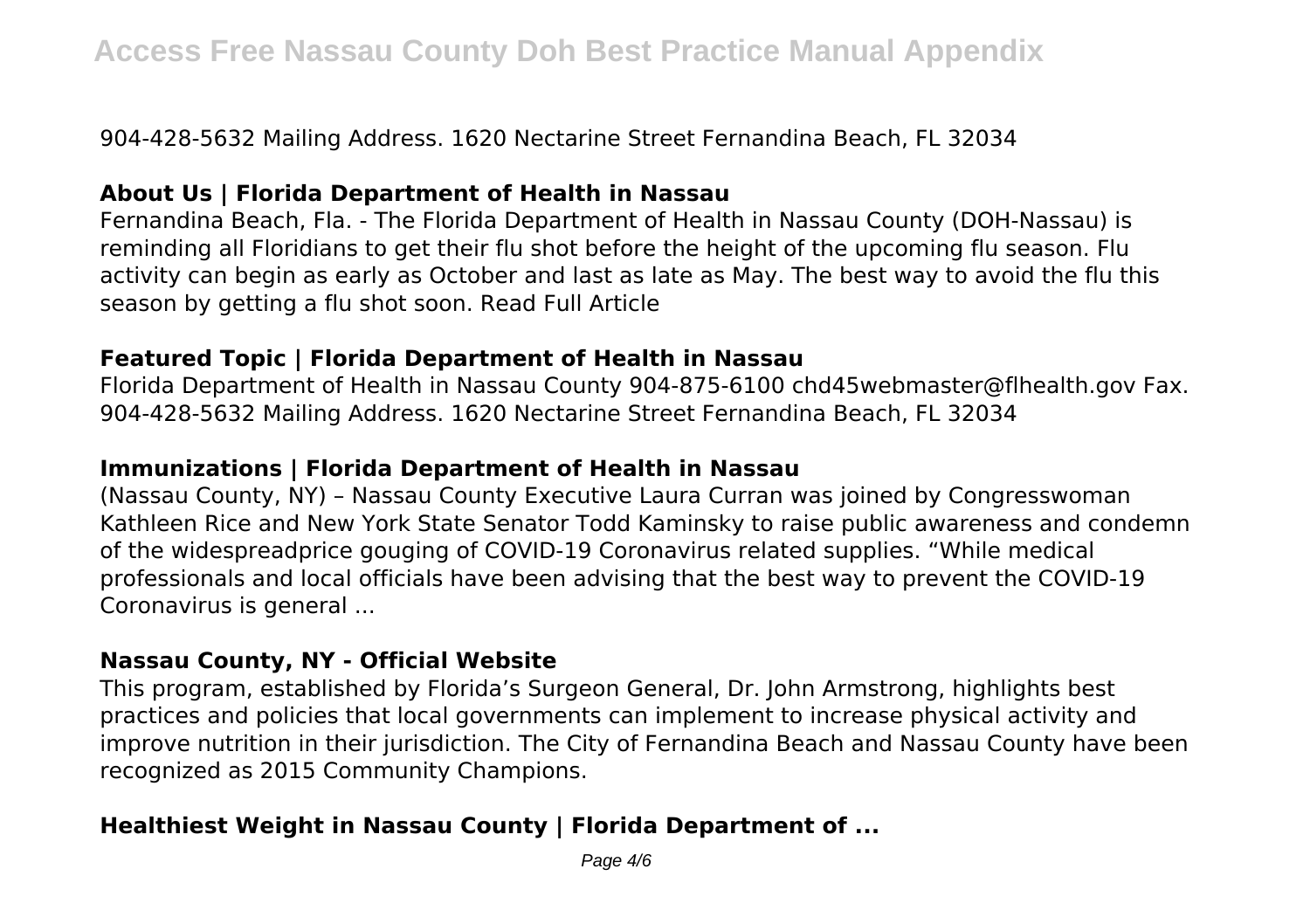904-428-5632 Mailing Address. 1620 Nectarine Street Fernandina Beach, FL 32034

## About Us | Florida Department of Health in Nassau

Fernandina Beach, Fla. - The Florida Department of Health in Nassau County (DOH-Nassau) is reminding all Floridians to get their flu shot before the height of the upcoming flu season. Flu activity can begin as early as October and last as late as May. The best way to avoid the flu this season by getting a flu shot soon. Read Full Article

## Featured Topic | Florida Department of Health in Nassau

Florida Department of Health in Nassau County 904-875-6100 chd45webmaster@flhealth.gov Fax. 904-428-5632 Mailing Address. 1620 Nectarine Street Fernandina Beach, FL 32034

## Immunizations | Florida Department of Health in Nassau

(Nassau County, NY) – Nassau County Executive Laura Curran was joined by Congresswoman Kathleen Rice and New York State Senator Todd Kaminsky to raise public awareness and condemn of the widespreadprice gouging of COVID-19 Coronavirus related supplies. "While medical professionals and local officials have been advising that the best way to prevent the COVID-19 Coronavirus is general ...

## Nassau County, NY - Official Website

This program, established by Florida's Surgeon General, Dr. John Armstrong, highlights best practices and policies that local governments can implement to increase physical activity and improve nutrition in their jurisdiction. The City of Fernandina Beach and Nassau County have been recognized as 2015 Community Champions.

## Healthiest Weight in Nassau County | Florida Department of ...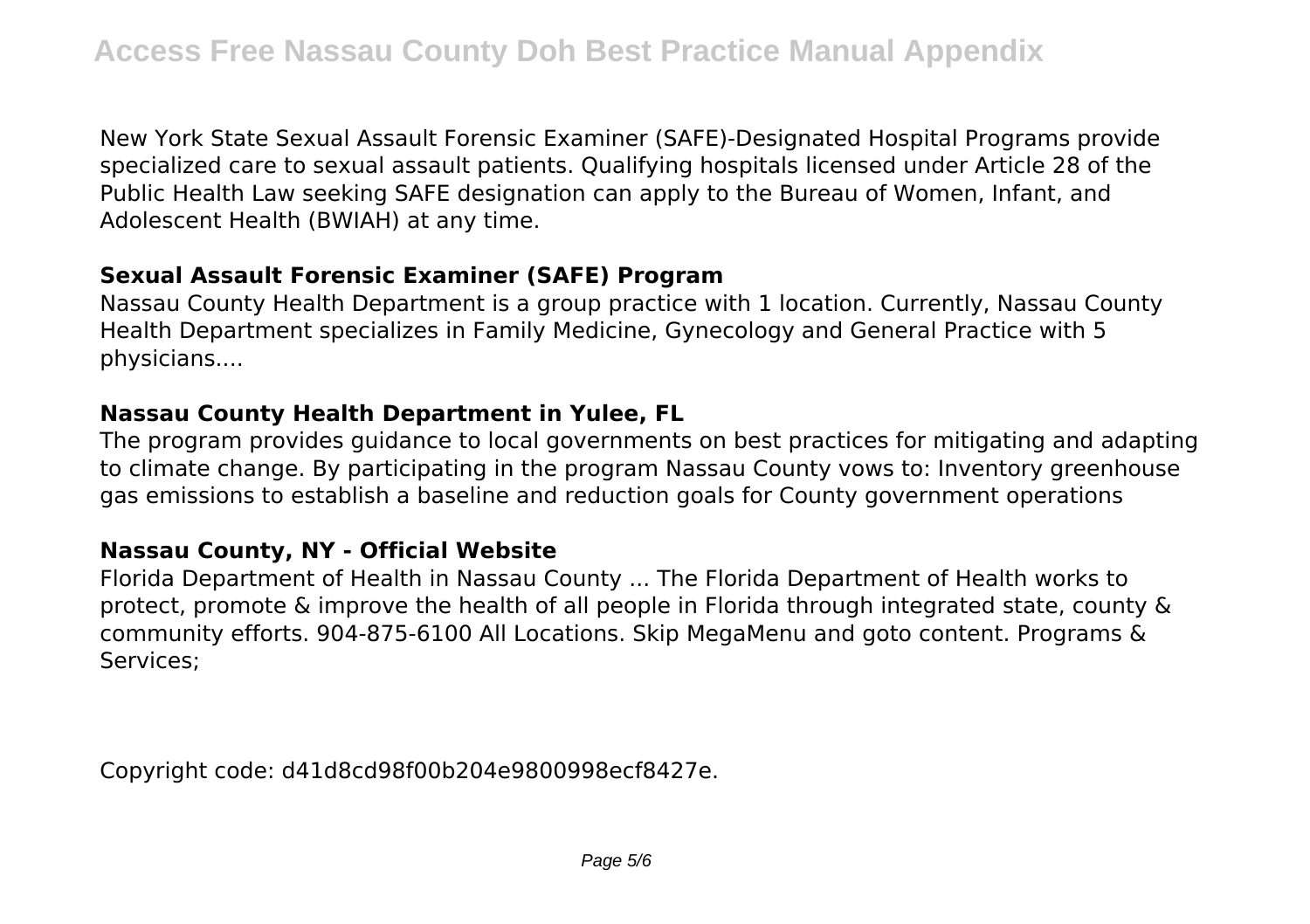New York State Sexual Assault Forensic Examiner (SAFE)-Designated Hospital Programs provide specialized care to sexual assault patients. Qualifying hospitals licensed under Article 28 of the Public Health Law seeking SAFE designation can apply to the Bureau of Women, Infant, and Adolescent Health (BWIAH) at any time.

**Sexual Assault Forensic Examiner (SAFE) Program**

Nassau County Health Department is a group practice with 1 location. Currently, Nassau County Health Department specializes in Family Medicine, Gynecology and General Practice with 5 physicians....

**Nassau County Health Department in Yulee, FL**

The program provides guidance to local governments on best practices for mitigating and adapting to climate change. By participating in the program Nassau County vows to: Inventory greenhouse gas emissions to establish a baseline and reduction goals for County government operations

**Nassau County, NY - Official Website**

Florida Department of Health in Nassau County ... The Florida Department of Health works to protect, promote & improve the health of all people in Florida through integrated state, county & community efforts. 904-875-6100 All Locations. Skip MegaMenu and goto content. Programs & Services;

Copyright code: d41d8cd98f00b204e9800998ecf8427e.